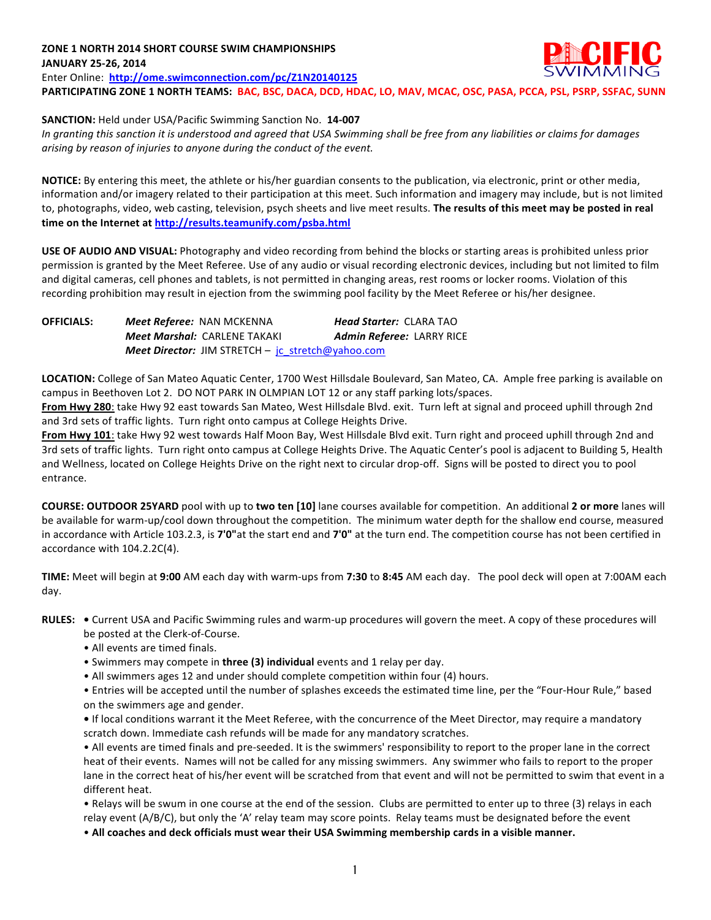**ZONE 1 NORTH 2014 SHORT COURSE SWIM CHAMPIONSHIPS**
**JANUARY 25-26, 2014**
Enter Online: **http://ome.swimconnection.com/pc/Z1N20140125**
**PARTICIPATING ZONE 1 NORTH TEAMS: BAC, BSC, DACA, DCD, HDAC, LO, MAV, MCAC, OSC, PASA, PCCA, PSL, PSRP, SSFAC, SUNN**

PACIFIC SWIMMING

**SANCTION:** Held under USA/Pacific Swimming Sanction No. **14-007**
*In granting this sanction it is understood and agreed that USA Swimming shall be free from any liabilities or claims for damages arising by reason of injuries to anyone during the conduct of the event.*

**NOTICE:** By entering this meet, the athlete or his/her guardian consents to the publication, via electronic, print or other media, information and/or imagery related to their participation at this meet. Such information and imagery may include, but is not limited to, photographs, video, web casting, television, psych sheets and live meet results. **The results of this meet may be posted in real time on the Internet at http://results.teamunify.com/psba.html**

**USE OF AUDIO AND VISUAL:** Photography and video recording from behind the blocks or starting areas is prohibited unless prior permission is granted by the Meet Referee. Use of any audio or visual recording electronic devices, including but not limited to film and digital cameras, cell phones and tablets, is not permitted in changing areas, rest rooms or locker rooms. Violation of this recording prohibition may result in ejection from the swimming pool facility by the Meet Referee or his/her designee.

**OFFICIALS:**
*Meet Referee:* NAN MCKENNA — *Head Starter:* CLARA TAO
*Meet Marshal:* CARLENE TAKAKI — *Admin Referee:* LARRY RICE
*Meet Director:* JIM STRETCH – jc_stretch@yahoo.com

**LOCATION:** College of San Mateo Aquatic Center, 1700 West Hillsdale Boulevard, San Mateo, CA. Ample free parking is available on campus in Beethoven Lot 2. DO NOT PARK IN OLMPIAN LOT 12 or any staff parking lots/spaces.
**From Hwy 280**: take Hwy 92 east towards San Mateo, West Hillsdale Blvd. exit. Turn left at signal and proceed uphill through 2nd and 3rd sets of traffic lights. Turn right onto campus at College Heights Drive.
**From Hwy 101**: take Hwy 92 west towards Half Moon Bay, West Hillsdale Blvd exit. Turn right and proceed uphill through 2nd and 3rd sets of traffic lights. Turn right onto campus at College Heights Drive. The Aquatic Center's pool is adjacent to Building 5, Health and Wellness, located on College Heights Drive on the right next to circular drop-off. Signs will be posted to direct you to pool entrance.

**COURSE: OUTDOOR 25YARD** pool with up to **two ten [10]** lane courses available for competition. An additional **2 or more** lanes will be available for warm-up/cool down throughout the competition. The minimum water depth for the shallow end course, measured in accordance with Article 103.2.3, is **7'0"**at the start end and **7'0"** at the turn end. The competition course has not been certified in accordance with 104.2.2C(4).

**TIME:** Meet will begin at **9:00** AM each day with warm-ups from **7:30** to **8:45** AM each day. The pool deck will open at 7:00AM each day.

**RULES:**
- Current USA and Pacific Swimming rules and warm-up procedures will govern the meet. A copy of these procedures will be posted at the Clerk-of-Course.
- All events are timed finals.
- Swimmers may compete in **three (3) individual** events and 1 relay per day.
- All swimmers ages 12 and under should complete competition within four (4) hours.
- Entries will be accepted until the number of splashes exceeds the estimated time line, per the "Four-Hour Rule," based on the swimmers age and gender.
- If local conditions warrant it the Meet Referee, with the concurrence of the Meet Director, may require a mandatory scratch down. Immediate cash refunds will be made for any mandatory scratches.
- All events are timed finals and pre-seeded. It is the swimmers' responsibility to report to the proper lane in the correct heat of their events. Names will not be called for any missing swimmers. Any swimmer who fails to report to the proper lane in the correct heat of his/her event will be scratched from that event and will not be permitted to swim that event in a different heat.
- Relays will be swum in one course at the end of the session. Clubs are permitted to enter up to three (3) relays in each relay event (A/B/C), but only the 'A' relay team may score points. Relay teams must be designated before the event
- **All coaches and deck officials must wear their USA Swimming membership cards in a visible manner.**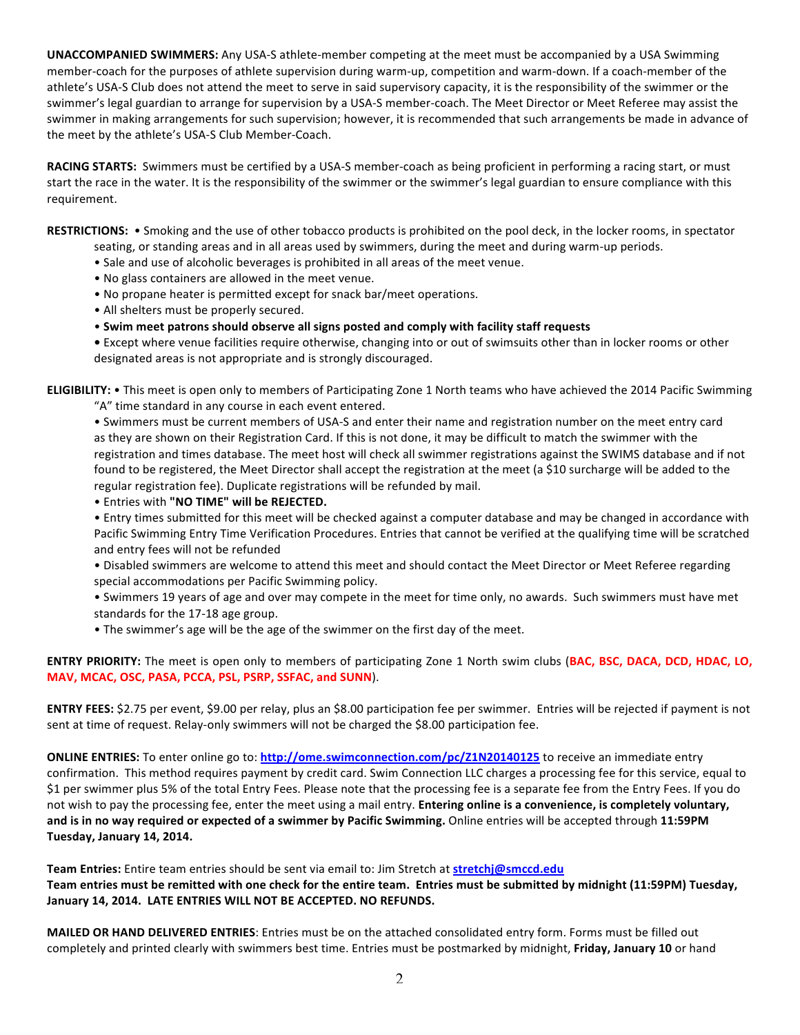**UNACCOMPANIED SWIMMERS:** Any USA-S athlete-member competing at the meet must be accompanied by a USA Swimming member-coach for the purposes of athlete supervision during warm-up, competition and warm-down. If a coach-member of the athlete's USA-S Club does not attend the meet to serve in said supervisory capacity, it is the responsibility of the swimmer or the swimmer's legal guardian to arrange for supervision by a USA-S member-coach. The Meet Director or Meet Referee may assist the swimmer in making arrangements for such supervision; however, it is recommended that such arrangements be made in advance of the meet by the athlete's USA-S Club Member-Coach.

**RACING STARTS:** Swimmers must be certified by a USA-S member-coach as being proficient in performing a racing start, or must start the race in the water. It is the responsibility of the swimmer or the swimmer's legal guardian to ensure compliance with this requirement.

**RESTRICTIONS:**
- Smoking and the use of other tobacco products is prohibited on the pool deck, in the locker rooms, in spectator seating, or standing areas and in all areas used by swimmers, during the meet and during warm-up periods.
- Sale and use of alcoholic beverages is prohibited in all areas of the meet venue.
- No glass containers are allowed in the meet venue.
- No propane heater is permitted except for snack bar/meet operations.
- All shelters must be properly secured.
- **Swim meet patrons should observe all signs posted and comply with facility staff requests**
- Except where venue facilities require otherwise, changing into or out of swimsuits other than in locker rooms or other designated areas is not appropriate and is strongly discouraged.

**ELIGIBILITY:**
- This meet is open only to members of Participating Zone 1 North teams who have achieved the 2014 Pacific Swimming "A" time standard in any course in each event entered.
- Swimmers must be current members of USA-S and enter their name and registration number on the meet entry card as they are shown on their Registration Card. If this is not done, it may be difficult to match the swimmer with the registration and times database. The meet host will check all swimmer registrations against the SWIMS database and if not found to be registered, the Meet Director shall accept the registration at the meet (a $10 surcharge will be added to the regular registration fee). Duplicate registrations will be refunded by mail.
- Entries with **"NO TIME" will be REJECTED.**
- Entry times submitted for this meet will be checked against a computer database and may be changed in accordance with Pacific Swimming Entry Time Verification Procedures. Entries that cannot be verified at the qualifying time will be scratched and entry fees will not be refunded
- Disabled swimmers are welcome to attend this meet and should contact the Meet Director or Meet Referee regarding special accommodations per Pacific Swimming policy.
- Swimmers 19 years of age and over may compete in the meet for time only, no awards. Such swimmers must have met standards for the 17-18 age group.
- The swimmer's age will be the age of the swimmer on the first day of the meet.

**ENTRY PRIORITY:** The meet is open only to members of participating Zone 1 North swim clubs (**BAC, BSC, DACA, DCD, HDAC, LO, MAV, MCAC, OSC, PASA, PCCA, PSL, PSRP, SSFAC, and SUNN**).

**ENTRY FEES:** $2.75 per event, $9.00 per relay, plus an $8.00 participation fee per swimmer. Entries will be rejected if payment is not sent at time of request. Relay-only swimmers will not be charged the $8.00 participation fee.

**ONLINE ENTRIES:** To enter online go to: **http://ome.swimconnection.com/pc/Z1N20140125** to receive an immediate entry confirmation. This method requires payment by credit card. Swim Connection LLC charges a processing fee for this service, equal to $1 per swimmer plus 5% of the total Entry Fees. Please note that the processing fee is a separate fee from the Entry Fees. If you do not wish to pay the processing fee, enter the meet using a mail entry. **Entering online is a convenience, is completely voluntary, and is in no way required or expected of a swimmer by Pacific Swimming.** Online entries will be accepted through **11:59PM Tuesday, January 14, 2014.**

**Team Entries:** Entire team entries should be sent via email to: Jim Stretch at **stretchj@smccd.edu**
**Team entries must be remitted with one check for the entire team. Entries must be submitted by midnight (11:59PM) Tuesday, January 14, 2014. LATE ENTRIES WILL NOT BE ACCEPTED. NO REFUNDS.**

**MAILED OR HAND DELIVERED ENTRIES**: Entries must be on the attached consolidated entry form. Forms must be filled out completely and printed clearly with swimmers best time. Entries must be postmarked by midnight, **Friday, January 10** or hand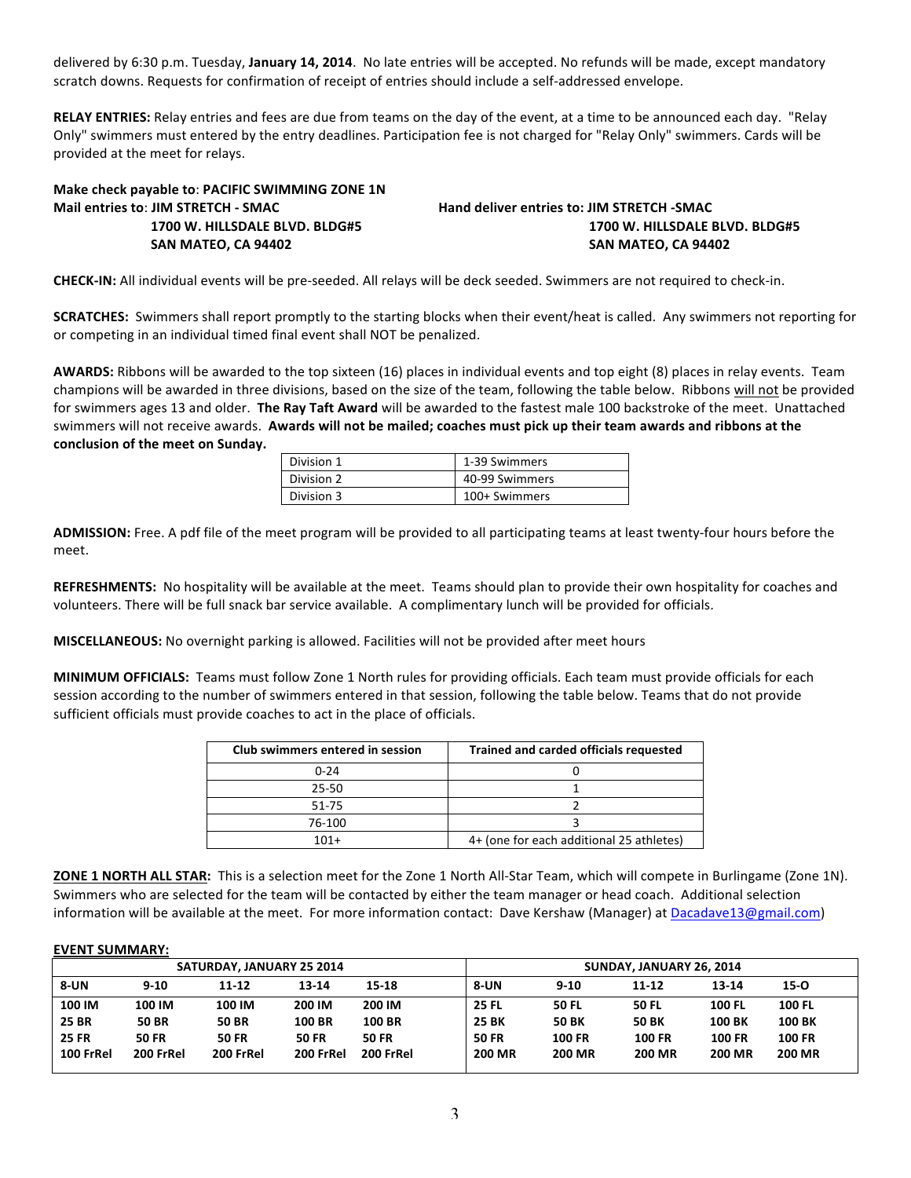delivered by 6:30 p.m. Tuesday, **January 14, 2014**. No late entries will be accepted. No refunds will be made, except mandatory scratch downs. Requests for confirmation of receipt of entries should include a self-addressed envelope.

**RELAY ENTRIES:** Relay entries and fees are due from teams on the day of the event, at a time to be announced each day. "Relay Only" swimmers must entered by the entry deadlines. Participation fee is not charged for "Relay Only" swimmers. Cards will be provided at the meet for relays.

**Make check payable to**: **PACIFIC SWIMMING ZONE 1N**

**Mail entries to**: **JIM STRETCH - SMAC**
**1700 W. HILLSDALE BLVD. BLDG#5**
**SAN MATEO, CA 94402**

**Hand deliver entries to: JIM STRETCH -SMAC**
**1700 W. HILLSDALE BLVD. BLDG#5**
**SAN MATEO, CA 94402**

**CHECK-IN:** All individual events will be pre-seeded. All relays will be deck seeded. Swimmers are not required to check-in.

**SCRATCHES:** Swimmers shall report promptly to the starting blocks when their event/heat is called. Any swimmers not reporting for or competing in an individual timed final event shall NOT be penalized.

**AWARDS:** Ribbons will be awarded to the top sixteen (16) places in individual events and top eight (8) places in relay events. Team champions will be awarded in three divisions, based on the size of the team, following the table below. Ribbons will not be provided for swimmers ages 13 and older. **The Ray Taft Award** will be awarded to the fastest male 100 backstroke of the meet. Unattached swimmers will not receive awards. **Awards will not be mailed; coaches must pick up their team awards and ribbons at the conclusion of the meet on Sunday.**

| Division 1 | 1-39 Swimmers |
|---|---|
| Division 2 | 40-99 Swimmers |
| Division 3 | 100+ Swimmers |

**ADMISSION:** Free. A pdf file of the meet program will be provided to all participating teams at least twenty-four hours before the meet.

**REFRESHMENTS:** No hospitality will be available at the meet. Teams should plan to provide their own hospitality for coaches and volunteers. There will be full snack bar service available. A complimentary lunch will be provided for officials.

**MISCELLANEOUS:** No overnight parking is allowed. Facilities will not be provided after meet hours

**MINIMUM OFFICIALS:** Teams must follow Zone 1 North rules for providing officials. Each team must provide officials for each session according to the number of swimmers entered in that session, following the table below. Teams that do not provide sufficient officials must provide coaches to act in the place of officials.

| Club swimmers entered in session | Trained and carded officials requested |
|---|---|
| 0-24 | 0 |
| 25-50 | 1 |
| 51-75 | 2 |
| 76-100 | 3 |
| 101+ | 4+ (one for each additional 25 athletes) |

**ZONE 1 NORTH ALL STAR:** This is a selection meet for the Zone 1 North All-Star Team, which will compete in Burlingame (Zone 1N). Swimmers who are selected for the team will be contacted by either the team manager or head coach. Additional selection information will be available at the meet. For more information contact: Dave Kershaw (Manager) at Dacadave13@gmail.com)

**EVENT SUMMARY:**

| SATURDAY, JANUARY 25 2014 | | | | | SUNDAY, JANUARY 26, 2014 | | | | |
|---|---|---|---|---|---|---|---|---|---|
| **8-UN** | **9-10** | **11-12** | **13-14** | **15-18** | **8-UN** | **9-10** | **11-12** | **13-14** | **15-O** |
| **100 IM** | **100 IM** | **100 IM** | **200 IM** | **200 IM** | **25 FL** | **50 FL** | **50 FL** | **100 FL** | **100 FL** |
| **25 BR** | **50 BR** | **50 BR** | **100 BR** | **100 BR** | **25 BK** | **50 BK** | **50 BK** | **100 BK** | **100 BK** |
| **25 FR** | **50 FR** | **50 FR** | **50 FR** | **50 FR** | **50 FR** | **100 FR** | **100 FR** | **100 FR** | **100 FR** |
| **100 FrRel** | **200 FrRel** | **200 FrRel** | **200 FrRel** | **200 FrRel** | **200 MR** | **200 MR** | **200 MR** | **200 MR** | **200 MR** |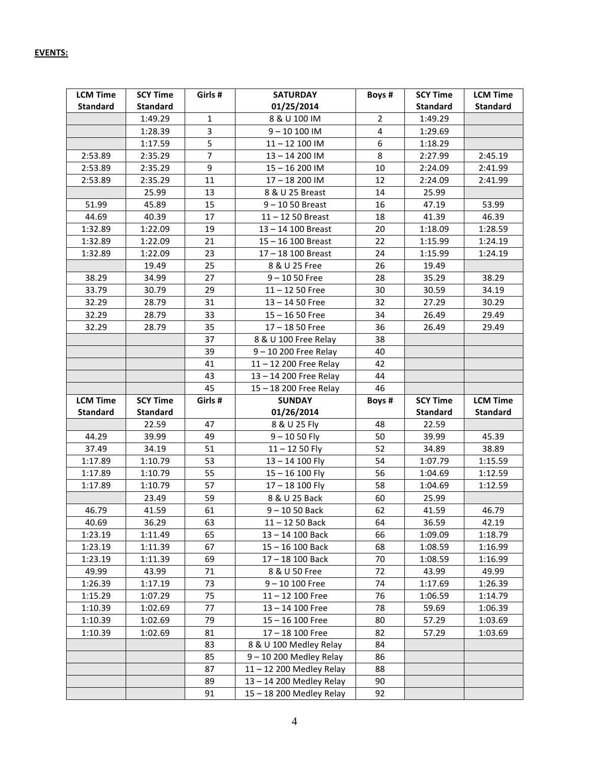**EVENTS:**

| LCM Time Standard | SCY Time Standard | Girls # | SATURDAY 01/25/2014 | Boys # | SCY Time Standard | LCM Time Standard |
|---|---|---|---|---|---|---|
| | 1:49.29 | 1 | 8 & U 100 IM | 2 | 1:49.29 | |
| | 1:28.39 | 3 | 9 – 10 100 IM | 4 | 1:29.69 | |
| | 1:17.59 | 5 | 11 – 12 100 IM | 6 | 1:18.29 | |
| 2:53.89 | 2:35.29 | 7 | 13 – 14 200 IM | 8 | 2:27.99 | 2:45.19 |
| 2:53.89 | 2:35.29 | 9 | 15 – 16 200 IM | 10 | 2:24.09 | 2:41.99 |
| 2:53.89 | 2:35.29 | 11 | 17 – 18 200 IM | 12 | 2:24.09 | 2:41.99 |
| | 25.99 | 13 | 8 & U 25 Breast | 14 | 25.99 | |
| 51.99 | 45.89 | 15 | 9 – 10 50 Breast | 16 | 47.19 | 53.99 |
| 44.69 | 40.39 | 17 | 11 – 12 50 Breast | 18 | 41.39 | 46.39 |
| 1:32.89 | 1:22.09 | 19 | 13 – 14 100 Breast | 20 | 1:18.09 | 1:28.59 |
| 1:32.89 | 1:22.09 | 21 | 15 – 16 100 Breast | 22 | 1:15.99 | 1:24.19 |
| 1:32.89 | 1:22.09 | 23 | 17 – 18 100 Breast | 24 | 1:15.99 | 1:24.19 |
| | 19.49 | 25 | 8 & U 25 Free | 26 | 19.49 | |
| 38.29 | 34.99 | 27 | 9 – 10 50 Free | 28 | 35.29 | 38.29 |
| 33.79 | 30.79 | 29 | 11 – 12 50 Free | 30 | 30.59 | 34.19 |
| 32.29 | 28.79 | 31 | 13 – 14 50 Free | 32 | 27.29 | 30.29 |
| 32.29 | 28.79 | 33 | 15 – 16 50 Free | 34 | 26.49 | 29.49 |
| 32.29 | 28.79 | 35 | 17 – 18 50 Free | 36 | 26.49 | 29.49 |
| | | 37 | 8 & U 100 Free Relay | 38 | | |
| | | 39 | 9 – 10 200 Free Relay | 40 | | |
| | | 41 | 11 – 12 200 Free Relay | 42 | | |
| | | 43 | 13 – 14 200 Free Relay | 44 | | |
| | | 45 | 15 – 18 200 Free Relay | 46 | | |
| **LCM Time Standard** | **SCY Time Standard** | **Girls #** | **SUNDAY 01/26/2014** | **Boys #** | **SCY Time Standard** | **LCM Time Standard** |
| | 22.59 | 47 | 8 & U 25 Fly | 48 | 22.59 | |
| 44.29 | 39.99 | 49 | 9 – 10 50 Fly | 50 | 39.99 | 45.39 |
| 37.49 | 34.19 | 51 | 11 – 12 50 Fly | 52 | 34.89 | 38.89 |
| 1:17.89 | 1:10.79 | 53 | 13 – 14 100 Fly | 54 | 1:07.79 | 1:15.59 |
| 1:17.89 | 1:10.79 | 55 | 15 – 16 100 Fly | 56 | 1:04.69 | 1:12.59 |
| 1:17.89 | 1:10.79 | 57 | 17 – 18 100 Fly | 58 | 1:04.69 | 1:12.59 |
| | 23.49 | 59 | 8 & U 25 Back | 60 | 25.99 | |
| 46.79 | 41.59 | 61 | 9 – 10 50 Back | 62 | 41.59 | 46.79 |
| 40.69 | 36.29 | 63 | 11 – 12 50 Back | 64 | 36.59 | 42.19 |
| 1:23.19 | 1:11.49 | 65 | 13 – 14 100 Back | 66 | 1:09.09 | 1:18.79 |
| 1:23.19 | 1:11.39 | 67 | 15 – 16 100 Back | 68 | 1:08.59 | 1:16.99 |
| 1:23.19 | 1:11.39 | 69 | 17 – 18 100 Back | 70 | 1:08.59 | 1:16.99 |
| 49.99 | 43.99 | 71 | 8 & U 50 Free | 72 | 43.99 | 49.99 |
| 1:26.39 | 1:17.19 | 73 | 9 – 10 100 Free | 74 | 1:17.69 | 1:26.39 |
| 1:15.29 | 1:07.29 | 75 | 11 – 12 100 Free | 76 | 1:06.59 | 1:14.79 |
| 1:10.39 | 1:02.69 | 77 | 13 – 14 100 Free | 78 | 59.69 | 1:06.39 |
| 1:10.39 | 1:02.69 | 79 | 15 – 16 100 Free | 80 | 57.29 | 1:03.69 |
| 1:10.39 | 1:02.69 | 81 | 17 – 18 100 Free | 82 | 57.29 | 1:03.69 |
| | | 83 | 8 & U 100 Medley Relay | 84 | | |
| | | 85 | 9 – 10 200 Medley Relay | 86 | | |
| | | 87 | 11 – 12 200 Medley Relay | 88 | | |
| | | 89 | 13 – 14 200 Medley Relay | 90 | | |
| | | 91 | 15 – 18 200 Medley Relay | 92 | | |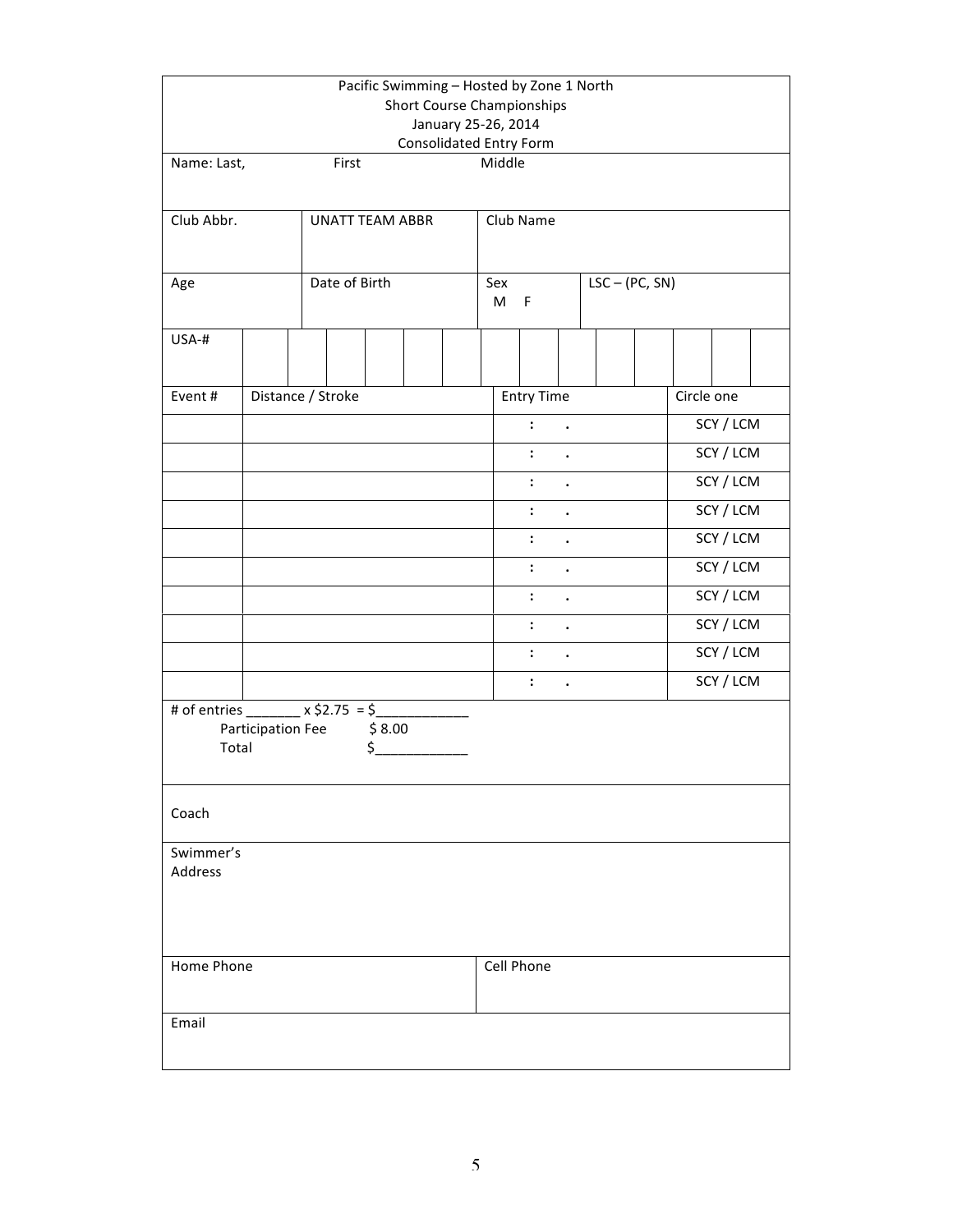Pacific Swimming – Hosted by Zone 1 North
Short Course Championships
January 25-26, 2014
Consolidated Entry Form

| | | | |
|---|---|---|---|
| Name: Last, | First | Middle | |
| Club Abbr. | UNATT TEAM ABBR | Club Name | |
| Age | Date of Birth | Sex<br>M F | LSC – (PC, SN) |

| USA-# | | | | | | | | | | | | | | |
|---|---|---|---|---|---|---|---|---|---|---|---|---|---|---|
| | | | | | | | | | | | | | | |

| Event # | Distance / Stroke | Entry Time | Circle one |
|---|---|---|---|
| | | : . | SCY / LCM |
| | | : . | SCY / LCM |
| | | : . | SCY / LCM |
| | | : . | SCY / LCM |
| | | : . | SCY / LCM |
| | | : . | SCY / LCM |
| | | : . | SCY / LCM |
| | | : . | SCY / LCM |
| | | : . | SCY / LCM |
| | | : . | SCY / LCM |

# of entries _______ x $2.75 = $____________
Participation Fee $ 8.00
Total $____________

| | |
|---|---|
| Coach | |
| Swimmer's Address | |
| Home Phone | Cell Phone |
| Email | |